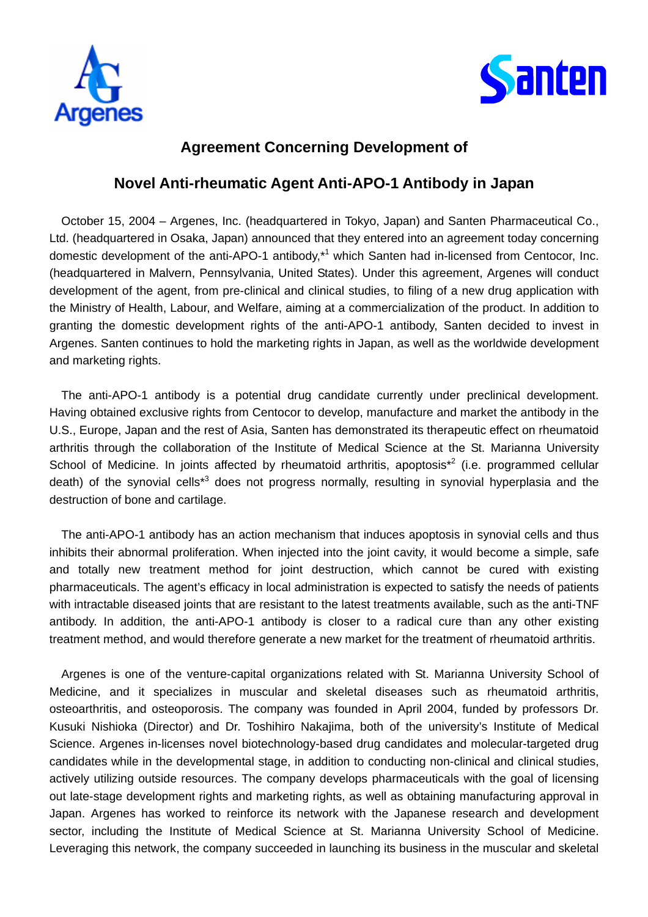## Agreement Concerning Development of

## Novel Anti-rheumatic Agent Anti-APO-1 Antibody in Japan

October 15, 2004 – Argenes, Inc. (headquartered in Tokyo, Japan) and Santen Pharmaceutical Co., Ltd. (headquartered in Osaka, Japan) announced that they entered into an agreement today concerning domestic development of the anti-APO-1 antibody,*[1] which Santen had in-licensed from Centocor, Inc. (headquartered in Malvern, Pennsylvania, United States). Under this agreement, Argenes will conduct development of the agent, from pre-clinical and clinical studies, to filing of a new drug application with the Ministry of Health, Labour, and Welfare, aiming at a commercialization of the product. In addition to granting the domestic development rights of the anti-APO-1 antibody, Santen decided to invest in Argenes. Santen continues to hold the marketing rights in Japan, as well as the worldwide development and marketing rights.

The anti-APO-1 antibody is a potential drug candidate currently under preclinical development. Having obtained exclusive rights from Centocor to develop, manufacture and market the antibody in the U.S., Europe, Japan and the rest of Asia, Santen has demonstrated its therapeutic effect on rheumatoid arthritis through the collaboration of the Institute of Medical Science at the St. Marianna University School of Medicine. In joints affected by rheumatoid arthritis, apoptosis*[2] (i.e. programmed cellular death) of the synovial cells*[3] does not progress normally, resulting in synovial hyperplasia and the destruction of bone and cartilage.

The anti-APO-1 antibody has an action mechanism that induces apoptosis in synovial cells and thus inhibits their abnormal proliferation. When injected into the joint cavity, it would become a simple, safe and totally new treatment method for joint destruction, which cannot be cured with existing pharmaceuticals. The agent's efficacy in local administration is expected to satisfy the needs of patients with intractable diseased joints that are resistant to the latest treatments available, such as the anti-TNF antibody. In addition, the anti-APO-1 antibody is closer to a radical cure than any other existing treatment method, and would therefore generate a new market for the treatment of rheumatoid arthritis.

Argenes is one of the venture-capital organizations related with St. Marianna University School of Medicine, and it specializes in muscular and skeletal diseases such as rheumatoid arthritis, osteoarthritis, and osteoporosis. The company was founded in April 2004, funded by professors Dr. Kusuki Nishioka (Director) and Dr. Toshihiro Nakajima, both of the university's Institute of Medical Science. Argenes in-licenses novel biotechnology-based drug candidates and molecular-targeted drug candidates while in the developmental stage, in addition to conducting non-clinical and clinical studies, actively utilizing outside resources. The company develops pharmaceuticals with the goal of licensing out late-stage development rights and marketing rights, as well as obtaining manufacturing approval in Japan. Argenes has worked to reinforce its network with the Japanese research and development sector, including the Institute of Medical Science at St. Marianna University School of Medicine. Leveraging this network, the company succeeded in launching its business in the muscular and skeletal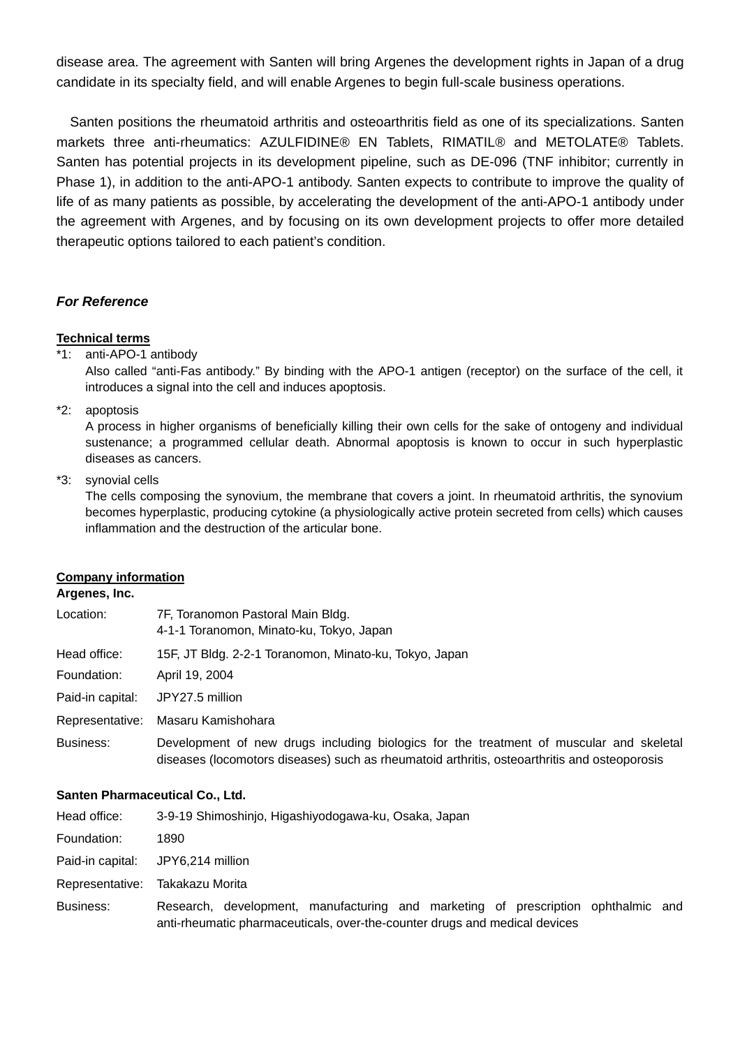disease area. The agreement with Santen will bring Argenes the development rights in Japan of a drug candidate in its specialty field, and will enable Argenes to begin full-scale business operations.

Santen positions the rheumatoid arthritis and osteoarthritis field as one of its specializations. Santen markets three anti-rheumatics: AZULFIDINE® EN Tablets, RIMATIL® and METOLATE® Tablets. Santen has potential projects in its development pipeline, such as DE-096 (TNF inhibitor; currently in Phase 1), in addition to the anti-APO-1 antibody. Santen expects to contribute to improve the quality of life of as many patients as possible, by accelerating the development of the anti-APO-1 antibody under the agreement with Argenes, and by focusing on its own development projects to offer more detailed therapeutic options tailored to each patient's condition.

***For Reference***

**Technical terms**

*1: anti-APO-1 antibody
Also called "anti-Fas antibody." By binding with the APO-1 antigen (receptor) on the surface of the cell, it introduces a signal into the cell and induces apoptosis.

*2: apoptosis
A process in higher organisms of beneficially killing their own cells for the sake of ontogeny and individual sustenance; a programmed cellular death. Abnormal apoptosis is known to occur in such hyperplastic diseases as cancers.

*3: synovial cells
The cells composing the synovium, the membrane that covers a joint. In rheumatoid arthritis, the synovium becomes hyperplastic, producing cytokine (a physiologically active protein secreted from cells) which causes inflammation and the destruction of the articular bone.

**Company information**

**Argenes, Inc.**

| | |
|---|---|
| Location: | 7F, Toranomon Pastoral Main Bldg.<br>4-1-1 Toranomon, Minato-ku, Tokyo, Japan |
| Head office: | 15F, JT Bldg. 2-2-1 Toranomon, Minato-ku, Tokyo, Japan |
| Foundation: | April 19, 2004 |
| Paid-in capital: | JPY27.5 million |
| Representative: | Masaru Kamishohara |
| Business: | Development of new drugs including biologics for the treatment of muscular and skeletal diseases (locomotors diseases) such as rheumatoid arthritis, osteoarthritis and osteoporosis |

**Santen Pharmaceutical Co., Ltd.**

| | |
|---|---|
| Head office: | 3-9-19 Shimoshinjo, Higashiyodogawa-ku, Osaka, Japan |
| Foundation: | 1890 |
| Paid-in capital: | JPY6,214 million |
| Representative: | Takakazu Morita |
| Business: | Research, development, manufacturing and marketing of prescription ophthalmic and anti-rheumatic pharmaceuticals, over-the-counter drugs and medical devices |